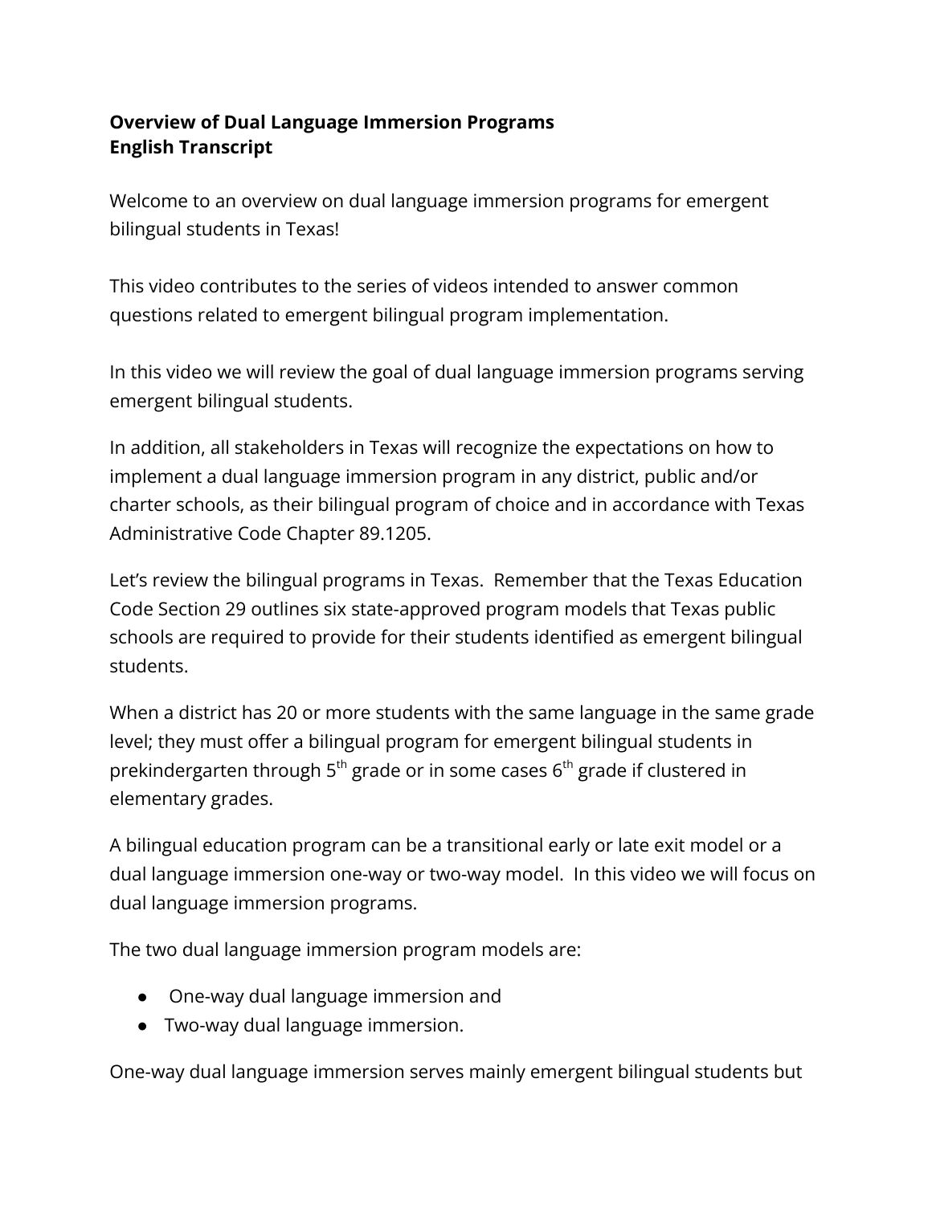**Overview of Dual Language Immersion Programs**
**English Transcript**

Welcome to an overview on dual language immersion programs for emergent bilingual students in Texas!

This video contributes to the series of videos intended to answer common questions related to emergent bilingual program implementation.

In this video we will review the goal of dual language immersion programs serving emergent bilingual students.

In addition, all stakeholders in Texas will recognize the expectations on how to implement a dual language immersion program in any district, public and/or charter schools, as their bilingual program of choice and in accordance with Texas Administrative Code Chapter 89.1205.

Let's review the bilingual programs in Texas. Remember that the Texas Education Code Section 29 outlines six state-approved program models that Texas public schools are required to provide for their students identified as emergent bilingual students.

When a district has 20 or more students with the same language in the same grade level; they must offer a bilingual program for emergent bilingual students in prekindergarten through 5th grade or in some cases 6th grade if clustered in elementary grades.

A bilingual education program can be a transitional early or late exit model or a dual language immersion one-way or two-way model. In this video we will focus on dual language immersion programs.

The two dual language immersion program models are:

- One-way dual language immersion and
- Two-way dual language immersion.

One-way dual language immersion serves mainly emergent bilingual students but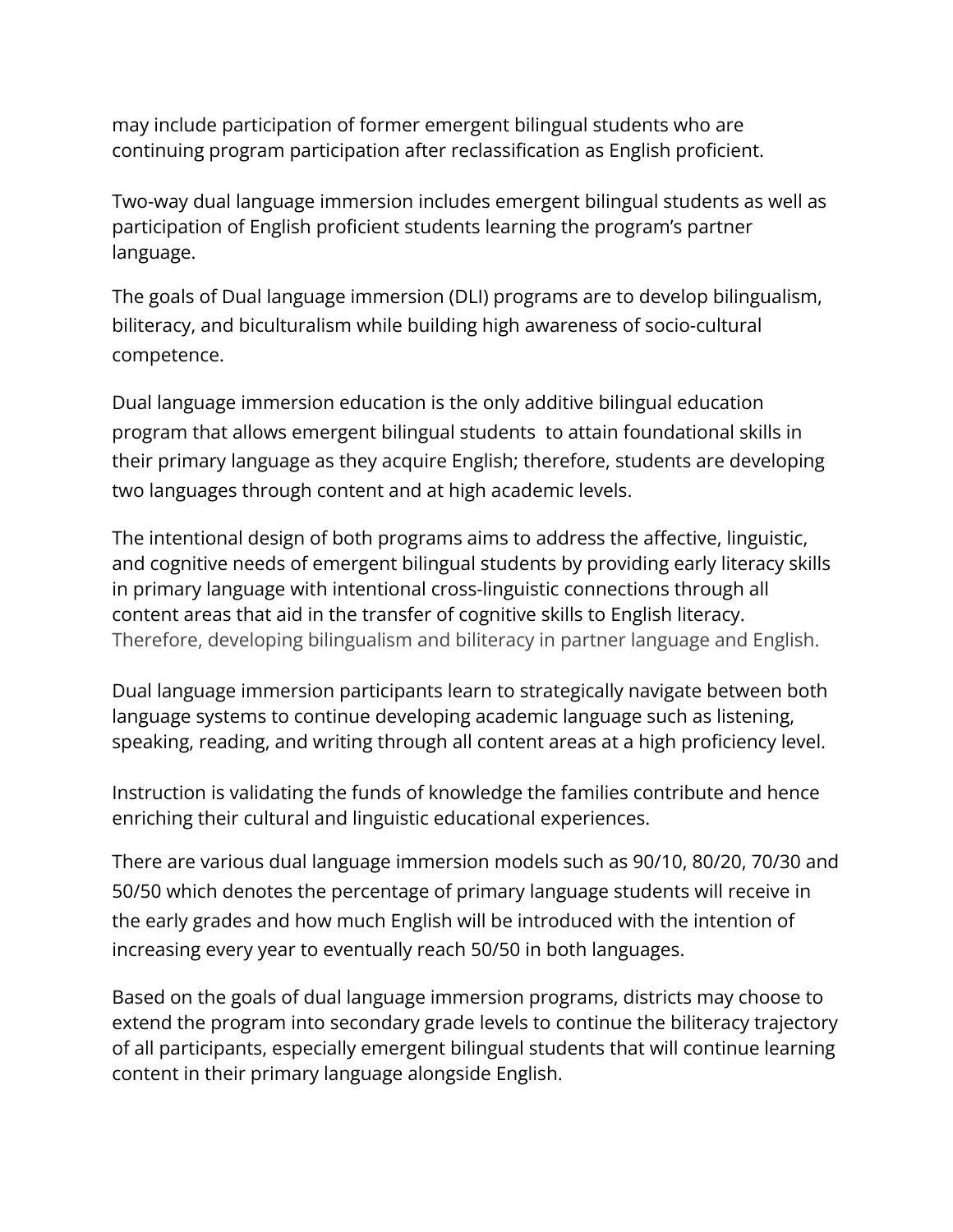may include participation of former emergent bilingual students who are continuing program participation after reclassification as English proficient.

Two-way dual language immersion includes emergent bilingual students as well as participation of English proficient students learning the program's partner language.

The goals of Dual language immersion (DLI) programs are to develop bilingualism, biliteracy, and biculturalism while building high awareness of socio-cultural competence.

Dual language immersion education is the only additive bilingual education program that allows emergent bilingual students to attain foundational skills in their primary language as they acquire English; therefore, students are developing two languages through content and at high academic levels.

The intentional design of both programs aims to address the affective, linguistic, and cognitive needs of emergent bilingual students by providing early literacy skills in primary language with intentional cross-linguistic connections through all content areas that aid in the transfer of cognitive skills to English literacy. Therefore, developing bilingualism and biliteracy in partner language and English.

Dual language immersion participants learn to strategically navigate between both language systems to continue developing academic language such as listening, speaking, reading, and writing through all content areas at a high proficiency level.

Instruction is validating the funds of knowledge the families contribute and hence enriching their cultural and linguistic educational experiences.

There are various dual language immersion models such as 90/10, 80/20, 70/30 and 50/50 which denotes the percentage of primary language students will receive in the early grades and how much English will be introduced with the intention of increasing every year to eventually reach 50/50 in both languages.

Based on the goals of dual language immersion programs, districts may choose to extend the program into secondary grade levels to continue the biliteracy trajectory of all participants, especially emergent bilingual students that will continue learning content in their primary language alongside English.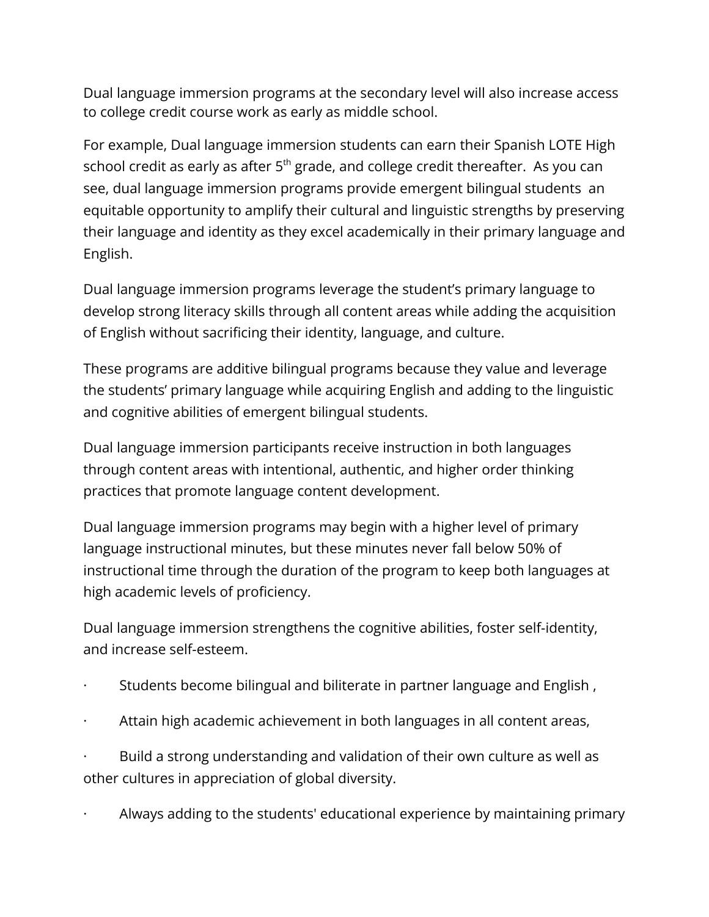Dual language immersion programs at the secondary level will also increase access to college credit course work as early as middle school.

For example, Dual language immersion students can earn their Spanish LOTE High school credit as early as after 5th grade, and college credit thereafter. As you can see, dual language immersion programs provide emergent bilingual students an equitable opportunity to amplify their cultural and linguistic strengths by preserving their language and identity as they excel academically in their primary language and English.

Dual language immersion programs leverage the student's primary language to develop strong literacy skills through all content areas while adding the acquisition of English without sacrificing their identity, language, and culture.

These programs are additive bilingual programs because they value and leverage the students' primary language while acquiring English and adding to the linguistic and cognitive abilities of emergent bilingual students.

Dual language immersion participants receive instruction in both languages through content areas with intentional, authentic, and higher order thinking practices that promote language content development.

Dual language immersion programs may begin with a higher level of primary language instructional minutes, but these minutes never fall below 50% of instructional time through the duration of the program to keep both languages at high academic levels of proficiency.

Dual language immersion strengthens the cognitive abilities, foster self-identity, and increase self-esteem.

- Students become bilingual and biliterate in partner language and English ,
- Attain high academic achievement in both languages in all content areas,
- Build a strong understanding and validation of their own culture as well as other cultures in appreciation of global diversity.
- Always adding to the students' educational experience by maintaining primary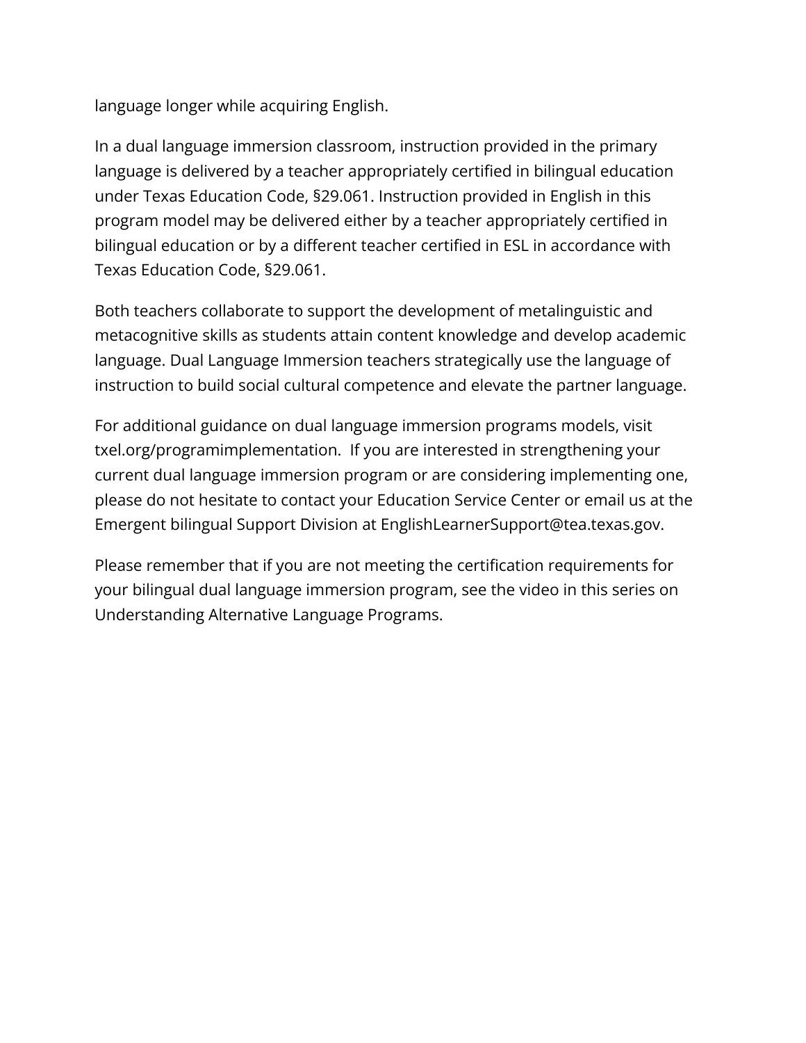language longer while acquiring English.

In a dual language immersion classroom, instruction provided in the primary language is delivered by a teacher appropriately certified in bilingual education under Texas Education Code, §29.061. Instruction provided in English in this program model may be delivered either by a teacher appropriately certified in bilingual education or by a different teacher certified in ESL in accordance with Texas Education Code, §29.061.

Both teachers collaborate to support the development of metalinguistic and metacognitive skills as students attain content knowledge and develop academic language. Dual Language Immersion teachers strategically use the language of instruction to build social cultural competence and elevate the partner language.

For additional guidance on dual language immersion programs models, visit txel.org/programimplementation. If you are interested in strengthening your current dual language immersion program or are considering implementing one, please do not hesitate to contact your Education Service Center or email us at the Emergent bilingual Support Division at EnglishLearnerSupport@tea.texas.gov.

Please remember that if you are not meeting the certification requirements for your bilingual dual language immersion program, see the video in this series on Understanding Alternative Language Programs.